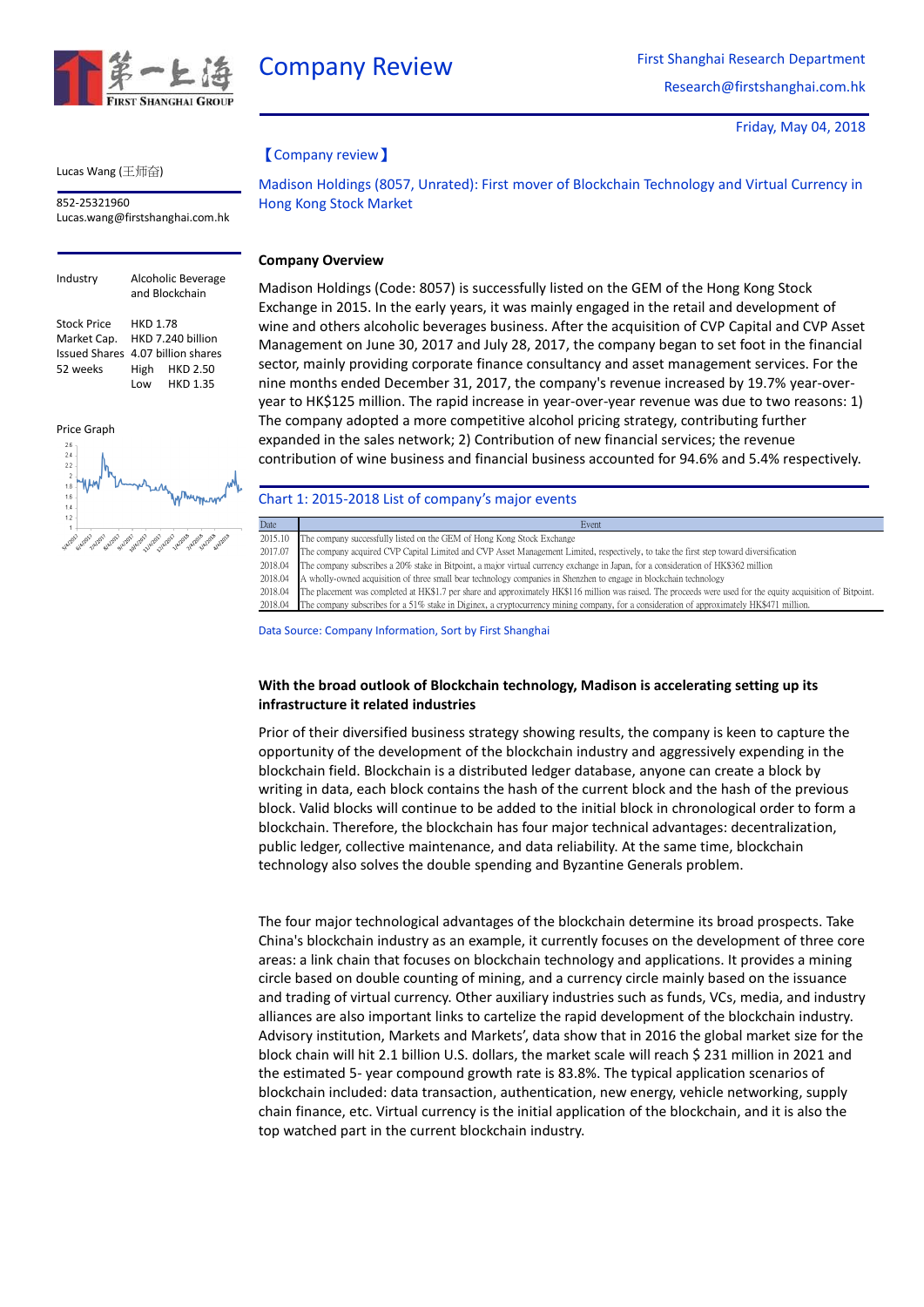# Company Review

First Shanghai Research Department

Research@firstshanghai.com.hk

Friday, May 04, 2018

Lucas Wang (王沛奋)

852-25321960
Lucas.wang@firstshanghai.com.hk

| | |
|---|---|
| Industry | Alcoholic Beverage and Blockchain |
| Stock Price | HKD 1.78 |
| Market Cap. | HKD 7.240 billion |
| Issued Shares | 4.07 billion shares |
| 52 weeks | High HKD 2.50 |
| | Low HKD 1.35 |

Price Graph

【Company review】

## Madison Holdings (8057, Unrated): First mover of Blockchain Technology and Virtual Currency in Hong Kong Stock Market

### Company Overview

Madison Holdings (Code: 8057) is successfully listed on the GEM of the Hong Kong Stock Exchange in 2015. In the early years, it was mainly engaged in the retail and development of wine and others alcoholic beverages business. After the acquisition of CVP Capital and CVP Asset Management on June 30, 2017 and July 28, 2017, the company began to set foot in the financial sector, mainly providing corporate finance consultancy and asset management services. For the nine months ended December 31, 2017, the company's revenue increased by 19.7% year-over-year to HK$125 million. The rapid increase in year-over-year revenue was due to two reasons: 1) The company adopted a more competitive alcohol pricing strategy, contributing further expanded in the sales network; 2) Contribution of new financial services; the revenue contribution of wine business and financial business accounted for 94.6% and 5.4% respectively.

Chart 1: 2015-2018 List of company's major events

| Date | Event |
|---|---|
| 2015.10 | The company successfully listed on the GEM of Hong Kong Stock Exchange |
| 2017.07 | The company acquired CVP Capital Limited and CVP Asset Management Limited, respectively, to take the first step toward diversification |
| 2018.04 | The company subscribes a 20% stake in Bitpoint, a major virtual currency exchange in Japan, for a consideration of HK$362 million |
| 2018.04 | A wholly-owned acquisition of three small bear technology companies in Shenzhen to engage in blockchain technology |
| 2018.04 | The placement was completed at HK$1.7 per share and approximately HK$116 million was raised. The proceeds were used for the equity acquisition of Bitpoint. |
| 2018.04 | The company subscribes for a 51% stake in Diginex, a cryptocurrency mining company, for a consideration of approximately HK$471 million. |

Data Source: Company Information, Sort by First Shanghai

### With the broad outlook of Blockchain technology, Madison is accelerating setting up its infrastructure it related industries

Prior of their diversified business strategy showing results, the company is keen to capture the opportunity of the development of the blockchain industry and aggressively expending in the blockchain field. Blockchain is a distributed ledger database, anyone can create a block by writing in data, each block contains the hash of the current block and the hash of the previous block. Valid blocks will continue to be added to the initial block in chronological order to form a blockchain. Therefore, the blockchain has four major technical advantages: decentralization, public ledger, collective maintenance, and data reliability. At the same time, blockchain technology also solves the double spending and Byzantine Generals problem.

The four major technological advantages of the blockchain determine its broad prospects. Take China's blockchain industry as an example, it currently focuses on the development of three core areas: a link chain that focuses on blockchain technology and applications. It provides a mining circle based on double counting of mining, and a currency circle mainly based on the issuance and trading of virtual currency. Other auxiliary industries such as funds, VCs, media, and industry alliances are also important links to cartelize the rapid development of the blockchain industry. Advisory institution, Markets and Markets', data show that in 2016 the global market size for the block chain will hit 2.1 billion U.S. dollars, the market scale will reach $ 231 million in 2021 and the estimated 5- year compound growth rate is 83.8%. The typical application scenarios of blockchain included: data transaction, authentication, new energy, vehicle networking, supply chain finance, etc. Virtual currency is the initial application of the blockchain, and it is also the top watched part in the current blockchain industry.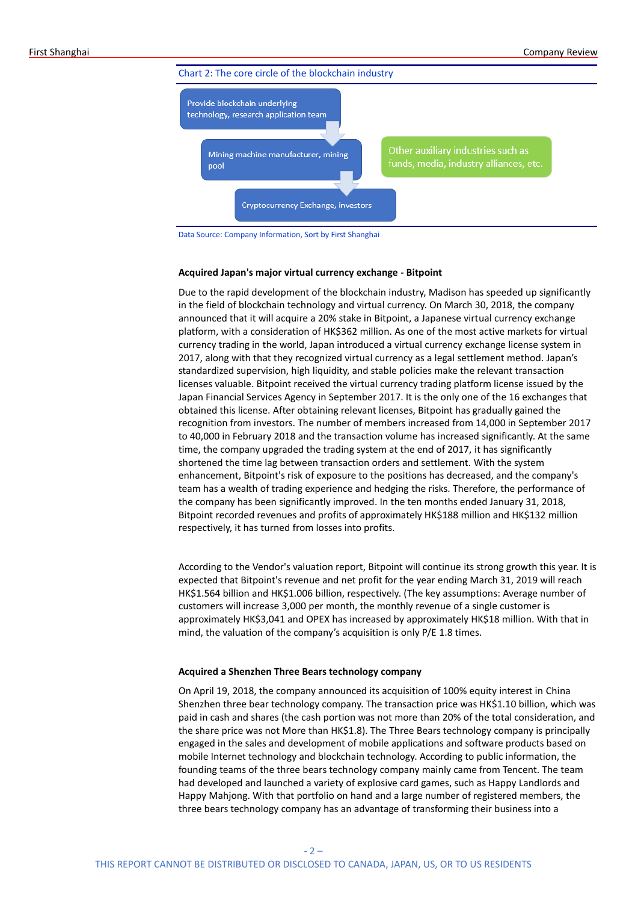Chart 2: The core circle of the blockchain industry

Provide blockchain underlying technology, research application team

Mining machine manufacturer, mining pool

Cryptocurrency Exchange, investors

Other auxiliary industries such as funds, media, industry alliances, etc.

Data Source: Company Information, Sort by First Shanghai

**Acquired Japan's major virtual currency exchange - Bitpoint**

Due to the rapid development of the blockchain industry, Madison has speeded up significantly in the field of blockchain technology and virtual currency. On March 30, 2018, the company announced that it will acquire a 20% stake in Bitpoint, a Japanese virtual currency exchange platform, with a consideration of HK$362 million. As one of the most active markets for virtual currency trading in the world, Japan introduced a virtual currency exchange license system in 2017, along with that they recognized virtual currency as a legal settlement method. Japan's standardized supervision, high liquidity, and stable policies make the relevant transaction licenses valuable. Bitpoint received the virtual currency trading platform license issued by the Japan Financial Services Agency in September 2017. It is the only one of the 16 exchanges that obtained this license. After obtaining relevant licenses, Bitpoint has gradually gained the recognition from investors. The number of members increased from 14,000 in September 2017 to 40,000 in February 2018 and the transaction volume has increased significantly. At the same time, the company upgraded the trading system at the end of 2017, it has significantly shortened the time lag between transaction orders and settlement. With the system enhancement, Bitpoint's risk of exposure to the positions has decreased, and the company's team has a wealth of trading experience and hedging the risks. Therefore, the performance of the company has been significantly improved. In the ten months ended January 31, 2018, Bitpoint recorded revenues and profits of approximately HK$188 million and HK$132 million respectively, it has turned from losses into profits.

According to the Vendor's valuation report, Bitpoint will continue its strong growth this year. It is expected that Bitpoint's revenue and net profit for the year ending March 31, 2019 will reach HK$1.564 billion and HK$1.006 billion, respectively. (The key assumptions: Average number of customers will increase 3,000 per month, the monthly revenue of a single customer is approximately HK$3,041 and OPEX has increased by approximately HK$18 million. With that in mind, the valuation of the company's acquisition is only P/E 1.8 times.

**Acquired a Shenzhen Three Bears technology company**

On April 19, 2018, the company announced its acquisition of 100% equity interest in China Shenzhen three bear technology company. The transaction price was HK$1.10 billion, which was paid in cash and shares (the cash portion was not more than 20% of the total consideration, and the share price was not More than HK$1.8). The Three Bears technology company is principally engaged in the sales and development of mobile applications and software products based on mobile Internet technology and blockchain technology. According to public information, the founding teams of the three bears technology company mainly came from Tencent. The team had developed and launched a variety of explosive card games, such as Happy Landlords and Happy Mahjong. With that portfolio on hand and a large number of registered members, the three bears technology company has an advantage of transforming their business into a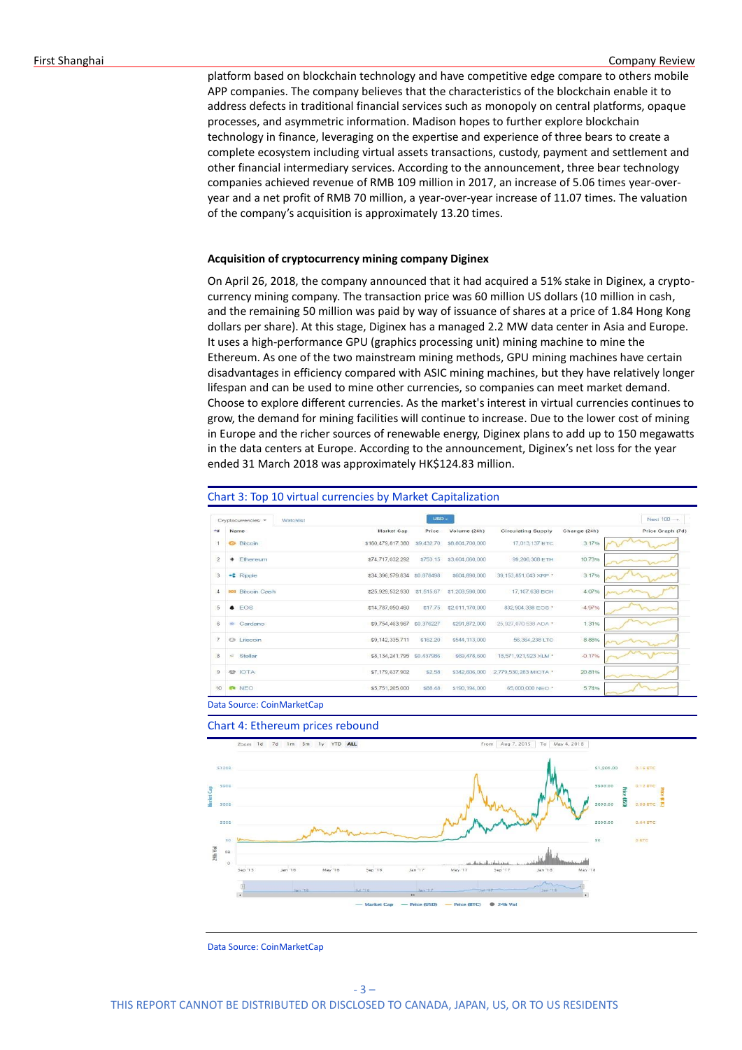platform based on blockchain technology and have competitive edge compare to others mobile APP companies. The company believes that the characteristics of the blockchain enable it to address defects in traditional financial services such as monopoly on central platforms, opaque processes, and asymmetric information. Madison hopes to further explore blockchain technology in finance, leveraging on the expertise and experience of three bears to create a complete ecosystem including virtual assets transactions, custody, payment and settlement and other financial intermediary services. According to the announcement, three bear technology companies achieved revenue of RMB 109 million in 2017, an increase of 5.06 times year-over-year and a net profit of RMB 70 million, a year-over-year increase of 11.07 times. The valuation of the company's acquisition is approximately 13.20 times.

**Acquisition of cryptocurrency mining company Diginex**

On April 26, 2018, the company announced that it had acquired a 51% stake in Diginex, a crypto-currency mining company. The transaction price was 60 million US dollars (10 million in cash, and the remaining 50 million was paid by way of issuance of shares at a price of 1.84 Hong Kong dollars per share). At this stage, Diginex has a managed 2.2 MW data center in Asia and Europe. It uses a high-performance GPU (graphics processing unit) mining machine to mine the Ethereum. As one of the two mainstream mining methods, GPU mining machines have certain disadvantages in efficiency compared with ASIC mining machines, but they have relatively longer lifespan and can be used to mine other currencies, so companies can meet market demand. Choose to explore different currencies. As the market's interest in virtual currencies continues to grow, the demand for mining facilities will continue to increase. Due to the lower cost of mining in Europe and the richer sources of renewable energy, Diginex plans to add up to 150 megawatts in the data centers at Europe. According to the announcement, Diginex's net loss for the year ended 31 March 2018 was approximately HK$124.83 million.

Chart 3: Top 10 virtual currencies by Market Capitalization

| # | Name | Market Cap | Price | Volume (24h) | Circulating Supply | Change (24h) |
|---|---|---|---|---|---|---|
| 1 | Bitcoin | $160,479,817,380 | $9,432.70 | $8,604,700,000 | 17,013,137 BTC | 3.17% |
| 2 | Ethereum | $74,717,032,292 | $753.15 | $3,604,060,000 | 99,206,308 ETH | 10.73% |
| 3 | Ripple | $34,396,579,834 | $0.878498 | $604,890,000 | 39,153,851,043 XRP * | 3.17% |
| 4 | Bitcoin Cash | $25,929,532,930 | $1,515.67 | $1,203,590,000 | 17,107,638 BCH | 4.07% |
| 5 | EOS | $14,787,050,460 | $17.75 | $2,011,170,000 | 832,904,338 EOS * | -4.97% |
| 6 | Cardano | $9,754,463,967 | $0.376227 | $291,872,000 | 25,927,070,538 ADA * | 1.31% |
| 7 | Litecoin | $9,142,335,711 | $162.20 | $544,113,000 | 56,364,236 LTC | 8.88% |
| 8 | Stellar | $8,134,241,795 | $0.437986 | $69,478,600 | 18,571,921,923 XLM * | -0.17% |
| 9 | IOTA | $7,179,637,902 | $2.58 | $342,606,000 | 2,779,530,283 MIOTA * | 20.81% |
| 10 | NEO | $5,751,265,000 | $88.48 | $190,194,000 | 65,000,000 NEO * | 5.74% |

Data Source: CoinMarketCap

Chart 4: Ethereum prices rebound

Data Source: CoinMarketCap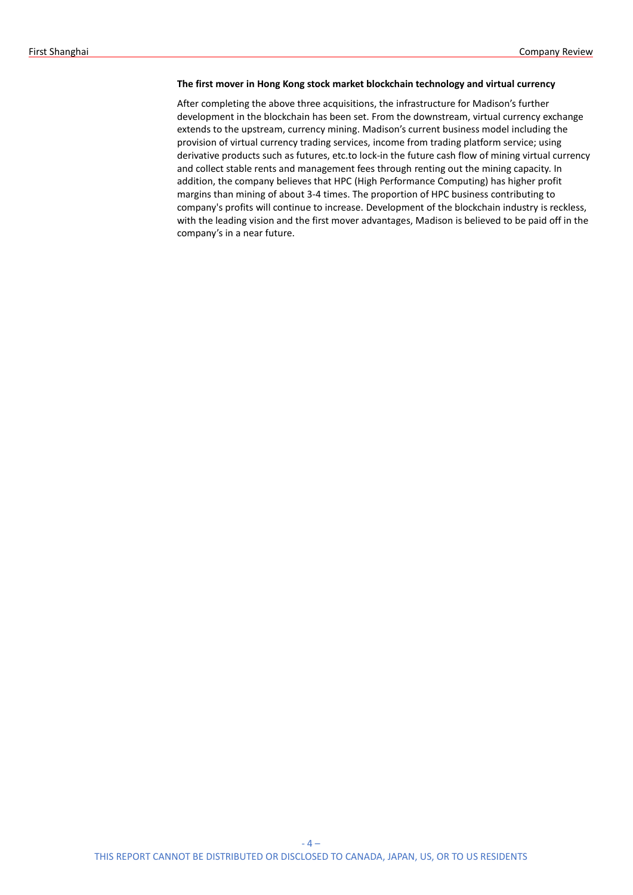**The first mover in Hong Kong stock market blockchain technology and virtual currency**

After completing the above three acquisitions, the infrastructure for Madison's further development in the blockchain has been set. From the downstream, virtual currency exchange extends to the upstream, currency mining. Madison's current business model including the provision of virtual currency trading services, income from trading platform service; using derivative products such as futures, etc.to lock-in the future cash flow of mining virtual currency and collect stable rents and management fees through renting out the mining capacity. In addition, the company believes that HPC (High Performance Computing) has higher profit margins than mining of about 3-4 times. The proportion of HPC business contributing to company's profits will continue to increase. Development of the blockchain industry is reckless, with the leading vision and the first mover advantages, Madison is believed to be paid off in the company's in a near future.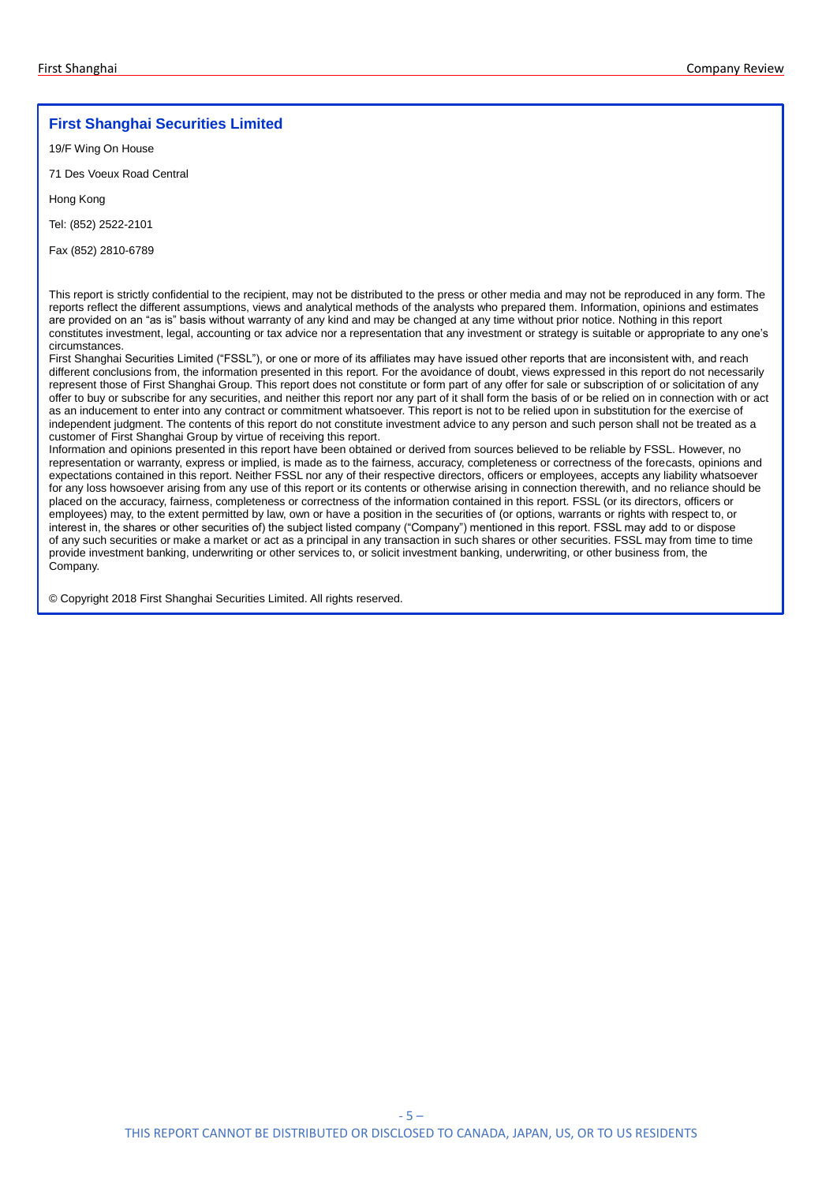### First Shanghai Securities Limited

19/F Wing On House

71 Des Voeux Road Central

Hong Kong

Tel: (852) 2522-2101

Fax (852) 2810-6789

This report is strictly confidential to the recipient, may not be distributed to the press or other media and may not be reproduced in any form. The reports reflect the different assumptions, views and analytical methods of the analysts who prepared them. Information, opinions and estimates are provided on an "as is" basis without warranty of any kind and may be changed at any time without prior notice. Nothing in this report constitutes investment, legal, accounting or tax advice nor a representation that any investment or strategy is suitable or appropriate to any one's circumstances.

First Shanghai Securities Limited ("FSSL"), or one or more of its affiliates may have issued other reports that are inconsistent with, and reach different conclusions from, the information presented in this report. For the avoidance of doubt, views expressed in this report do not necessarily represent those of First Shanghai Group. This report does not constitute or form part of any offer for sale or subscription of or solicitation of any offer to buy or subscribe for any securities, and neither this report nor any part of it shall form the basis of or be relied on in connection with or act as an inducement to enter into any contract or commitment whatsoever. This report is not to be relied upon in substitution for the exercise of independent judgment. The contents of this report do not constitute investment advice to any person and such person shall not be treated as a customer of First Shanghai Group by virtue of receiving this report.

Information and opinions presented in this report have been obtained or derived from sources believed to be reliable by FSSL. However, no representation or warranty, express or implied, is made as to the fairness, accuracy, completeness or correctness of the forecasts, opinions and expectations contained in this report. Neither FSSL nor any of their respective directors, officers or employees, accepts any liability whatsoever for any loss howsoever arising from any use of this report or its contents or otherwise arising in connection therewith, and no reliance should be placed on the accuracy, fairness, completeness or correctness of the information contained in this report. FSSL (or its directors, officers or employees) may, to the extent permitted by law, own or have a position in the securities of (or options, warrants or rights with respect to, or interest in, the shares or other securities of) the subject listed company ("Company") mentioned in this report. FSSL may add to or dispose of any such securities or make a market or act as a principal in any transaction in such shares or other securities. FSSL may from time to time provide investment banking, underwriting or other services to, or solicit investment banking, underwriting, or other business from, the Company.

© Copyright 2018 First Shanghai Securities Limited. All rights reserved.

THIS REPORT CANNOT BE DISTRIBUTED OR DISCLOSED TO CANADA, JAPAN, US, OR TO US RESIDENTS